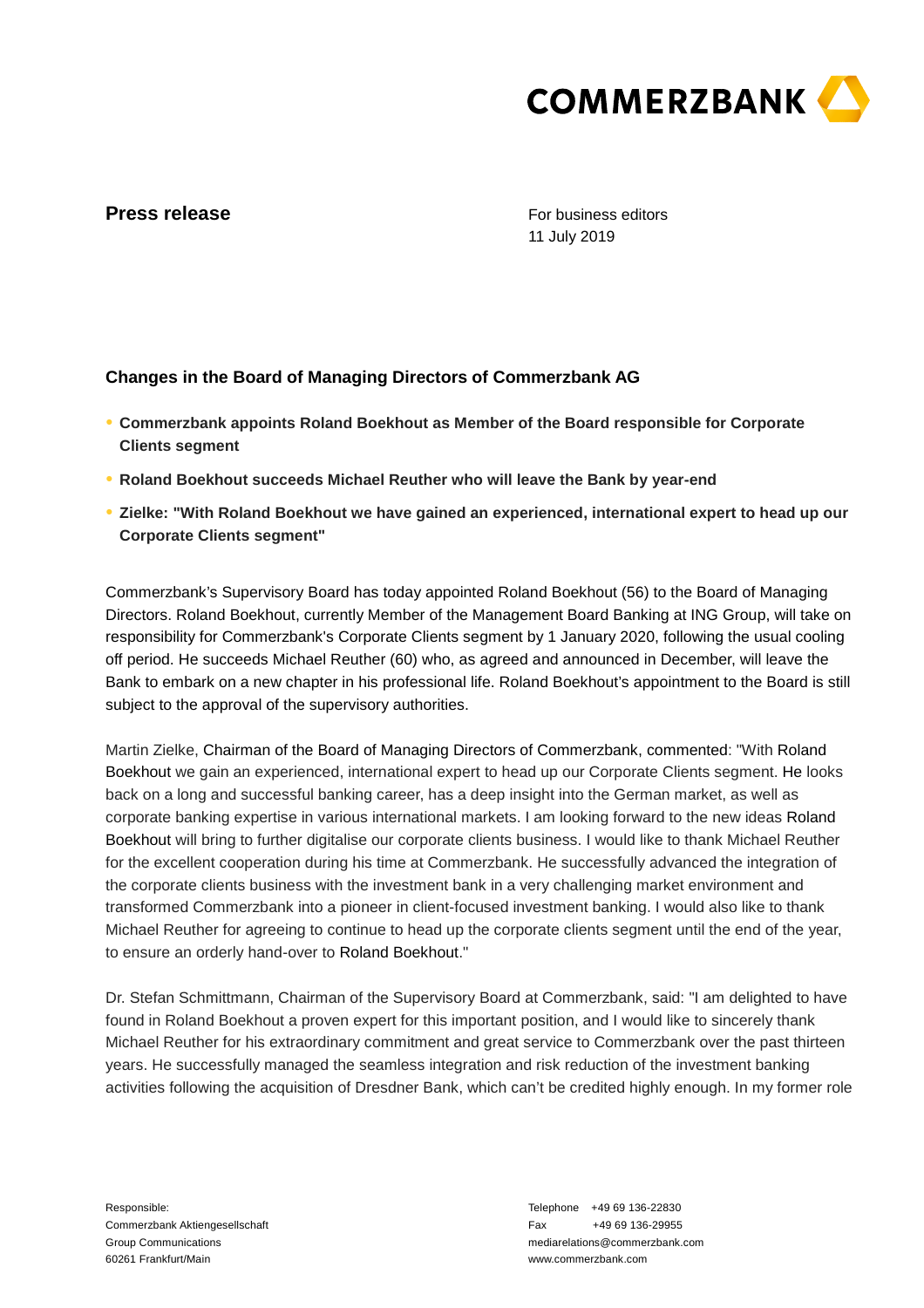**Press release**

For business editors
11 July 2019

## Changes in the Board of Managing Directors of Commerzbank AG

- **Commerzbank appoints Roland Boekhout as Member of the Board responsible for Corporate Clients segment**
- **Roland Boekhout succeeds Michael Reuther who will leave the Bank by year-end**
- **Zielke: "With Roland Boekhout we have gained an experienced, international expert to head up our Corporate Clients segment"**

Commerzbank's Supervisory Board has today appointed Roland Boekhout (56) to the Board of Managing Directors. Roland Boekhout, currently Member of the Management Board Banking at ING Group, will take on responsibility for Commerzbank's Corporate Clients segment by 1 January 2020, following the usual cooling off period. He succeeds Michael Reuther (60) who, as agreed and announced in December, will leave the Bank to embark on a new chapter in his professional life. Roland Boekhout's appointment to the Board is still subject to the approval of the supervisory authorities.

Martin Zielke, Chairman of the Board of Managing Directors of Commerzbank, commented: "With Roland Boekhout we gain an experienced, international expert to head up our Corporate Clients segment. He looks back on a long and successful banking career, has a deep insight into the German market, as well as corporate banking expertise in various international markets. I am looking forward to the new ideas Roland Boekhout will bring to further digitalise our corporate clients business. I would like to thank Michael Reuther for the excellent cooperation during his time at Commerzbank. He successfully advanced the integration of the corporate clients business with the investment bank in a very challenging market environment and transformed Commerzbank into a pioneer in client-focused investment banking. I would also like to thank Michael Reuther for agreeing to continue to head up the corporate clients segment until the end of the year, to ensure an orderly hand-over to Roland Boekhout."

Dr. Stefan Schmittmann, Chairman of the Supervisory Board at Commerzbank, said: "I am delighted to have found in Roland Boekhout a proven expert for this important position, and I would like to sincerely thank Michael Reuther for his extraordinary commitment and great service to Commerzbank over the past thirteen years. He successfully managed the seamless integration and risk reduction of the investment banking activities following the acquisition of Dresdner Bank, which can't be credited highly enough. In my former role

Responsible:
Commerzbank Aktiengesellschaft
Group Communications
60261 Frankfurt/Main

Telephone +49 69 136-22830
Fax +49 69 136-29955
mediarelations@commerzbank.com
www.commerzbank.com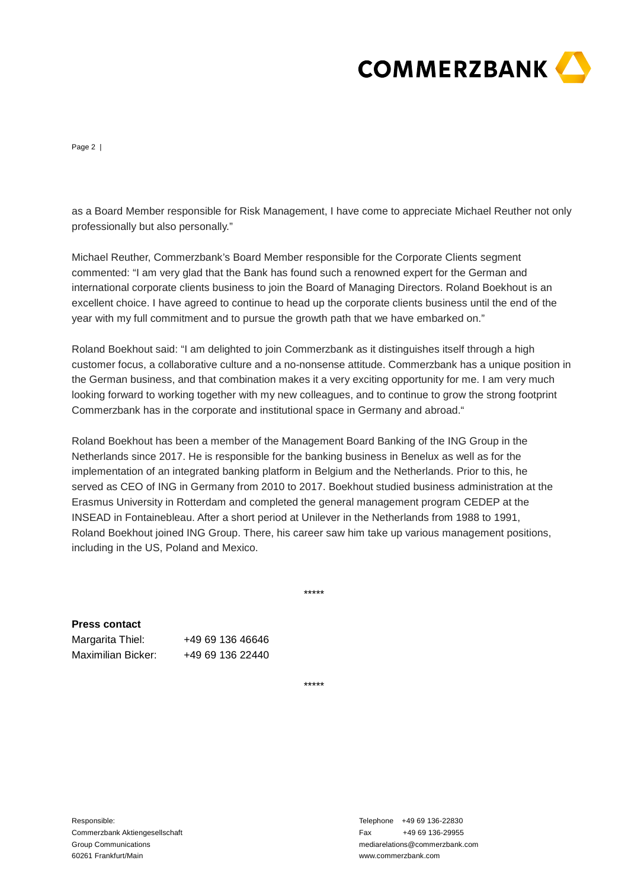as a Board Member responsible for Risk Management, I have come to appreciate Michael Reuther not only professionally but also personally."

Michael Reuther, Commerzbank's Board Member responsible for the Corporate Clients segment commented: "I am very glad that the Bank has found such a renowned expert for the German and international corporate clients business to join the Board of Managing Directors. Roland Boekhout is an excellent choice. I have agreed to continue to head up the corporate clients business until the end of the year with my full commitment and to pursue the growth path that we have embarked on."

Roland Boekhout said: "I am delighted to join Commerzbank as it distinguishes itself through a high customer focus, a collaborative culture and a no-nonsense attitude. Commerzbank has a unique position in the German business, and that combination makes it a very exciting opportunity for me. I am very much looking forward to working together with my new colleagues, and to continue to grow the strong footprint Commerzbank has in the corporate and institutional space in Germany and abroad."

Roland Boekhout has been a member of the Management Board Banking of the ING Group in the Netherlands since 2017. He is responsible for the banking business in Benelux as well as for the implementation of an integrated banking platform in Belgium and the Netherlands. Prior to this, he served as CEO of ING in Germany from 2010 to 2017. Boekhout studied business administration at the Erasmus University in Rotterdam and completed the general management program CEDEP at the INSEAD in Fontainebleau. After a short period at Unilever in the Netherlands from 1988 to 1991, Roland Boekhout joined ING Group. There, his career saw him take up various management positions, including in the US, Poland and Mexico.

\*\*\*\*\*

**Press contact**

Margarita Thiel: +49 69 136 46646
Maximilian Bicker: +49 69 136 22440

\*\*\*\*\*

Responsible:
Commerzbank Aktiengesellschaft
Group Communications
60261 Frankfurt/Main

Telephone +49 69 136-22830
Fax +49 69 136-29955
mediarelations@commerzbank.com
www.commerzbank.com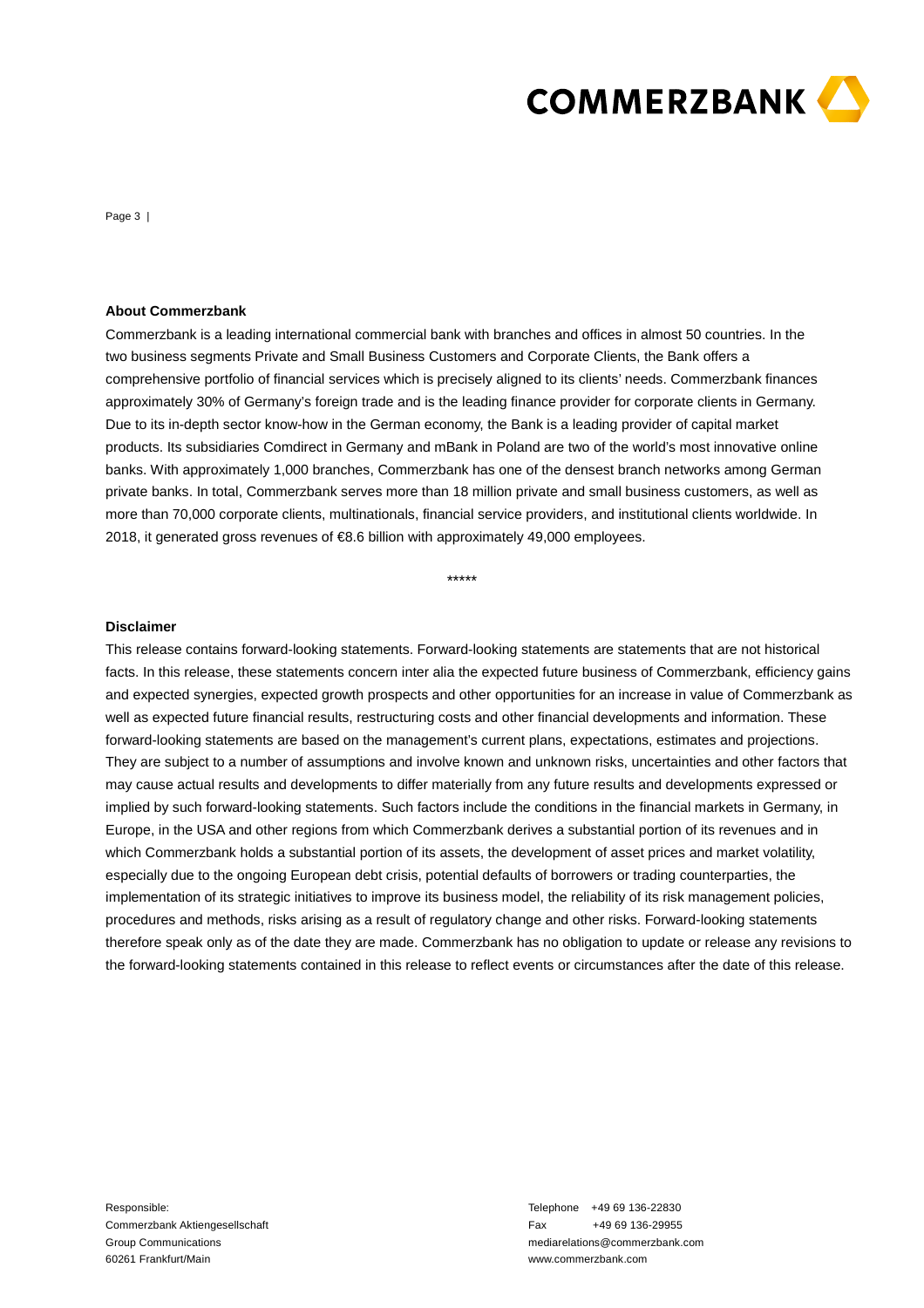## About Commerzbank

Commerzbank is a leading international commercial bank with branches and offices in almost 50 countries. In the two business segments Private and Small Business Customers and Corporate Clients, the Bank offers a comprehensive portfolio of financial services which is precisely aligned to its clients' needs. Commerzbank finances approximately 30% of Germany's foreign trade and is the leading finance provider for corporate clients in Germany. Due to its in-depth sector know-how in the German economy, the Bank is a leading provider of capital market products. Its subsidiaries Comdirect in Germany and mBank in Poland are two of the world's most innovative online banks. With approximately 1,000 branches, Commerzbank has one of the densest branch networks among German private banks. In total, Commerzbank serves more than 18 million private and small business customers, as well as more than 70,000 corporate clients, multinationals, financial service providers, and institutional clients worldwide. In 2018, it generated gross revenues of €8.6 billion with approximately 49,000 employees.

*****

## Disclaimer

This release contains forward-looking statements. Forward-looking statements are statements that are not historical facts. In this release, these statements concern inter alia the expected future business of Commerzbank, efficiency gains and expected synergies, expected growth prospects and other opportunities for an increase in value of Commerzbank as well as expected future financial results, restructuring costs and other financial developments and information. These forward-looking statements are based on the management's current plans, expectations, estimates and projections. They are subject to a number of assumptions and involve known and unknown risks, uncertainties and other factors that may cause actual results and developments to differ materially from any future results and developments expressed or implied by such forward-looking statements. Such factors include the conditions in the financial markets in Germany, in Europe, in the USA and other regions from which Commerzbank derives a substantial portion of its revenues and in which Commerzbank holds a substantial portion of its assets, the development of asset prices and market volatility, especially due to the ongoing European debt crisis, potential defaults of borrowers or trading counterparties, the implementation of its strategic initiatives to improve its business model, the reliability of its risk management policies, procedures and methods, risks arising as a result of regulatory change and other risks. Forward-looking statements therefore speak only as of the date they are made. Commerzbank has no obligation to update or release any revisions to the forward-looking statements contained in this release to reflect events or circumstances after the date of this release.

Responsible:
Commerzbank Aktiengesellschaft
Group Communications
60261 Frankfurt/Main

Telephone +49 69 136-22830
Fax +49 69 136-29955
mediarelations@commerzbank.com
www.commerzbank.com